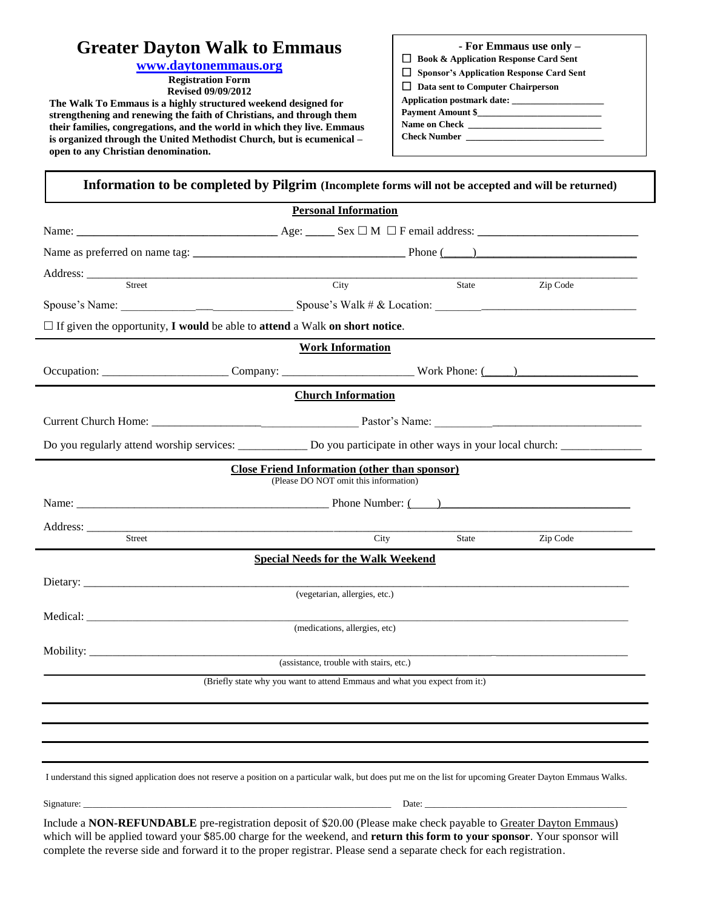# Greater Dayton Walk to Emmaus

www.daytonemmaus.org

**Registration Form**
**Revised 09/09/2012**

**The Walk To Emmaus is a highly structured weekend designed for strengthening and renewing the faith of Christians, and through them their families, congregations, and the world in which they live. Emmaus is organized through the United Methodist Church, but is ecumenical – open to any Christian denomination.**

**- For Emmaus use only –**

- ☐ **Book & Application Response Card Sent**
- ☐ **Sponsor's Application Response Card Sent**
- ☐ **Data sent to Computer Chairperson**

**Application postmark date:** ___________________
**Payment Amount $**_________________________
**Name on Check** ___________________________
**Check Number** ___________________________

## Information to be completed by Pilgrim (Incomplete forms will not be accepted and will be returned)

### Personal Information

Name: ______________________________ Age: _____ Sex ☐ M ☐ F email address: ___________________________

Name as preferred on name tag: ________________________________ Phone (_____)___________________________

Address: ______________________________________________________________________________
Street City State Zip Code

Spouse's Name: ______________________________ Spouse's Walk # & Location: ___________________________

☐ If given the opportunity, **I would** be able to **attend** a Walk **on short notice**.

### Work Information

Occupation: _____________________ Company: ______________________ Work Phone: (_____)____________________

### Church Information

Current Church Home: ___________________________________ Pastor's Name: __________________________________

Do you regularly attend worship services: ___________ Do you participate in other ways in your local church: _____________

### Close Friend Information (other than sponsor)

(Please DO NOT omit this information)

Name: ______________________________________________ Phone Number: (____)______________________________

Address: ______________________________________________________________________________
Street City State Zip Code

### Special Needs for the Walk Weekend

Dietary: ______________________________________________________________________________
(vegetarian, allergies, etc.)

Medical: ______________________________________________________________________________
(medications, allergies, etc)

Mobility: ______________________________________________________________________________
(assistance, trouble with stairs, etc.)

(Briefly state why you want to attend Emmaus and what you expect from it:)

______________________________________________________________________________

______________________________________________________________________________

______________________________________________________________________________

______________________________________________________________________________

I understand this signed application does not reserve a position on a particular walk, but does put me on the list for upcoming Greater Dayton Emmaus Walks.

Signature: ____________________________________________ Date: ______________________________

Include a **NON-REFUNDABLE** pre-registration deposit of $20.00 (Please make check payable to Greater Dayton Emmaus) which will be applied toward your $85.00 charge for the weekend, and **return this form to your sponsor**. Your sponsor will complete the reverse side and forward it to the proper registrar. Please send a separate check for each registration.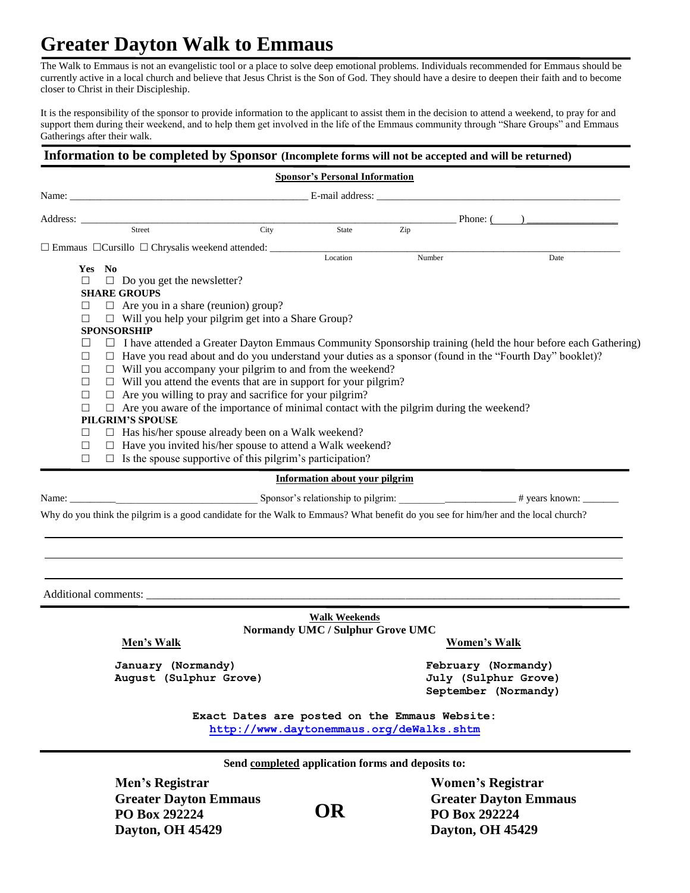# Greater Dayton Walk to Emmaus

The Walk to Emmaus is not an evangelistic tool or a place to solve deep emotional problems. Individuals recommended for Emmaus should be currently active in a local church and believe that Jesus Christ is the Son of God. They should have a desire to deepen their faith and to become closer to Christ in their Discipleship.

It is the responsibility of the sponsor to provide information to the applicant to assist them in the decision to attend a weekend, to pray for and support them during their weekend, and to help them get involved in the life of the Emmaus community through "Share Groups" and Emmaus Gatherings after their walk.

## Information to be completed by Sponsor (Incomplete forms will not be accepted and will be returned)

**Sponsor's Personal Information**

Name: ______________________________________________ E-mail address: ______________________________________________

Address: ______________________________________________________________________ Phone: (_____) _________________
Street City State Zip

☐ Emmaus ☐Cursillo ☐ Chrysalis weekend attended: ______________________________________________________________
Location Number Date

**Yes No**

☐ ☐ Do you get the newsletter?

**SHARE GROUPS**

☐ ☐ Are you in a share (reunion) group?

☐ ☐ Will you help your pilgrim get into a Share Group?

**SPONSORSHIP**

☐ ☐ I have attended a Greater Dayton Emmaus Community Sponsorship training (held the hour before each Gathering)

☐ ☐ Have you read about and do you understand your duties as a sponsor (found in the "Fourth Day" booklet)?

☐ ☐ Will you accompany your pilgrim to and from the weekend?

☐ ☐ Will you attend the events that are in support for your pilgrim?

☐ ☐ Are you willing to pray and sacrifice for your pilgrim?

☐ ☐ Are you aware of the importance of minimal contact with the pilgrim during the weekend?

**PILGRIM'S SPOUSE**

☐ ☐ Has his/her spouse already been on a Walk weekend?

☐ ☐ Have you invited his/her spouse to attend a Walk weekend?

☐ ☐ Is the spouse supportive of this pilgrim's participation?

**Information about your pilgrim**

Name: ____________________________________ Sponsor's relationship to pilgrim: _______________________ # years known: _______

Why do you think the pilgrim is a good candidate for the Walk to Emmaus? What benefit do you see for him/her and the local church?

______________________________________________________________________________________________

______________________________________________________________________________________________

______________________________________________________________________________________________

Additional comments: ______________________________________________________________________________

**Walk Weekends**

**Normandy UMC / Sulphur Grove UMC**

**Men's Walk**

January (Normandy)
August (Sulphur Grove)

**Women's Walk**

February (Normandy)
July (Sulphur Grove)
September (Normandy)

**Exact Dates are posted on the Emmaus Website:**
**http://www.daytonemmaus.org/deWalks.shtm**

**Send completed application forms and deposits to:**

**Men's Registrar**
**Greater Dayton Emmaus**
**PO Box 292224**
**Dayton, OH 45429**

**OR**

**Women's Registrar**
**Greater Dayton Emmaus**
**PO Box 292224**
**Dayton, OH 45429**